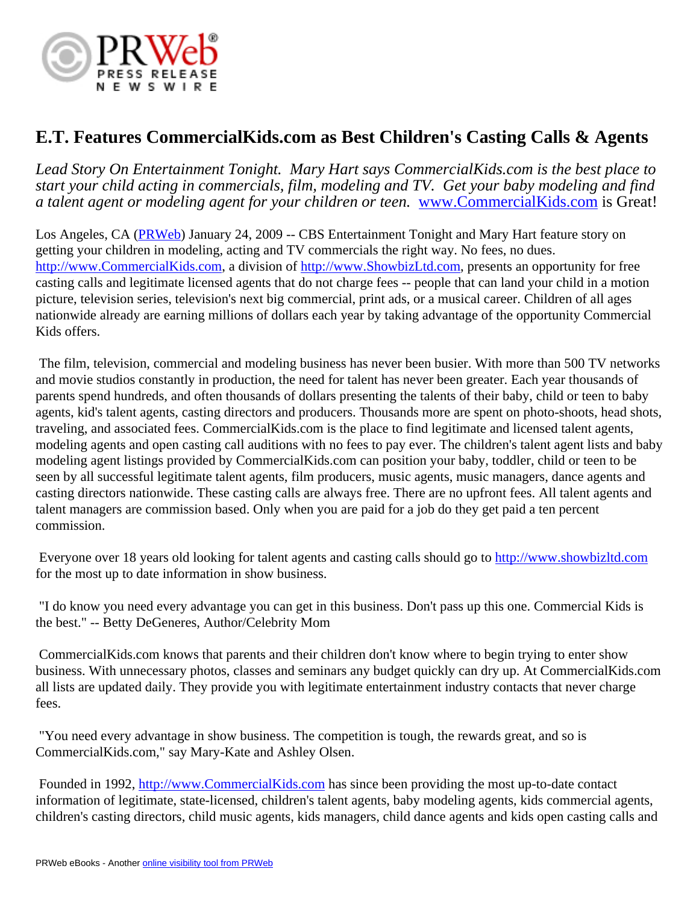# E.T. Features CommercialKids.com as Best Children's Casting Calls & Agents

*Lead Story On Entertainment Tonight. Mary Hart says CommercialKids.com is the best place to start your child acting in commercials, film, modeling and TV. Get your baby modeling and find a talent agent or modeling agent for your children or teen.* [www.CommercialKids.com](http://www.CommercialKids.com) is Great!

Los Angeles, CA ([PRWeb](http://www.prweb.com)) January 24, 2009 -- CBS Entertainment Tonight and Mary Hart feature story on getting your children in modeling, acting and TV commercials the right way. No fees, no dues. [http://www.CommercialKids.com](http://www.CommercialKids.com), a division of [http://www.ShowbizLtd.com](http://www.ShowbizLtd.com), presents an opportunity for free casting calls and legitimate licensed agents that do not charge fees -- people that can land your child in a motion picture, television series, television's next big commercial, print ads, or a musical career. Children of all ages nationwide already are earning millions of dollars each year by taking advantage of the opportunity Commercial Kids offers.

The film, television, commercial and modeling business has never been busier. With more than 500 TV networks and movie studios constantly in production, the need for talent has never been greater. Each year thousands of parents spend hundreds, and often thousands of dollars presenting the talents of their baby, child or teen to baby agents, kid's talent agents, casting directors and producers. Thousands more are spent on photo-shoots, head shots, traveling, and associated fees. CommercialKids.com is the place to find legitimate and licensed talent agents, modeling agents and open casting call auditions with no fees to pay ever. The children's talent agent lists and baby modeling agent listings provided by CommercialKids.com can position your baby, toddler, child or teen to be seen by all successful legitimate talent agents, film producers, music agents, music managers, dance agents and casting directors nationwide. These casting calls are always free. There are no upfront fees. All talent agents and talent managers are commission based. Only when you are paid for a job do they get paid a ten percent commission.

Everyone over 18 years old looking for talent agents and casting calls should go to [http://www.showbizltd.com](http://www.showbizltd.com) for the most up to date information in show business.

"I do know you need every advantage you can get in this business. Don't pass up this one. Commercial Kids is the best." -- Betty DeGeneres, Author/Celebrity Mom

CommercialKids.com knows that parents and their children don't know where to begin trying to enter show business. With unnecessary photos, classes and seminars any budget quickly can dry up. At CommercialKids.com all lists are updated daily. They provide you with legitimate entertainment industry contacts that never charge fees.

"You need every advantage in show business. The competition is tough, the rewards great, and so is CommercialKids.com," say Mary-Kate and Ashley Olsen.

Founded in 1992, [http://www.CommercialKids.com](http://www.CommercialKids.com) has since been providing the most up-to-date contact information of legitimate, state-licensed, children's talent agents, baby modeling agents, kids commercial agents, children's casting directors, child music agents, kids managers, child dance agents and kids open casting calls and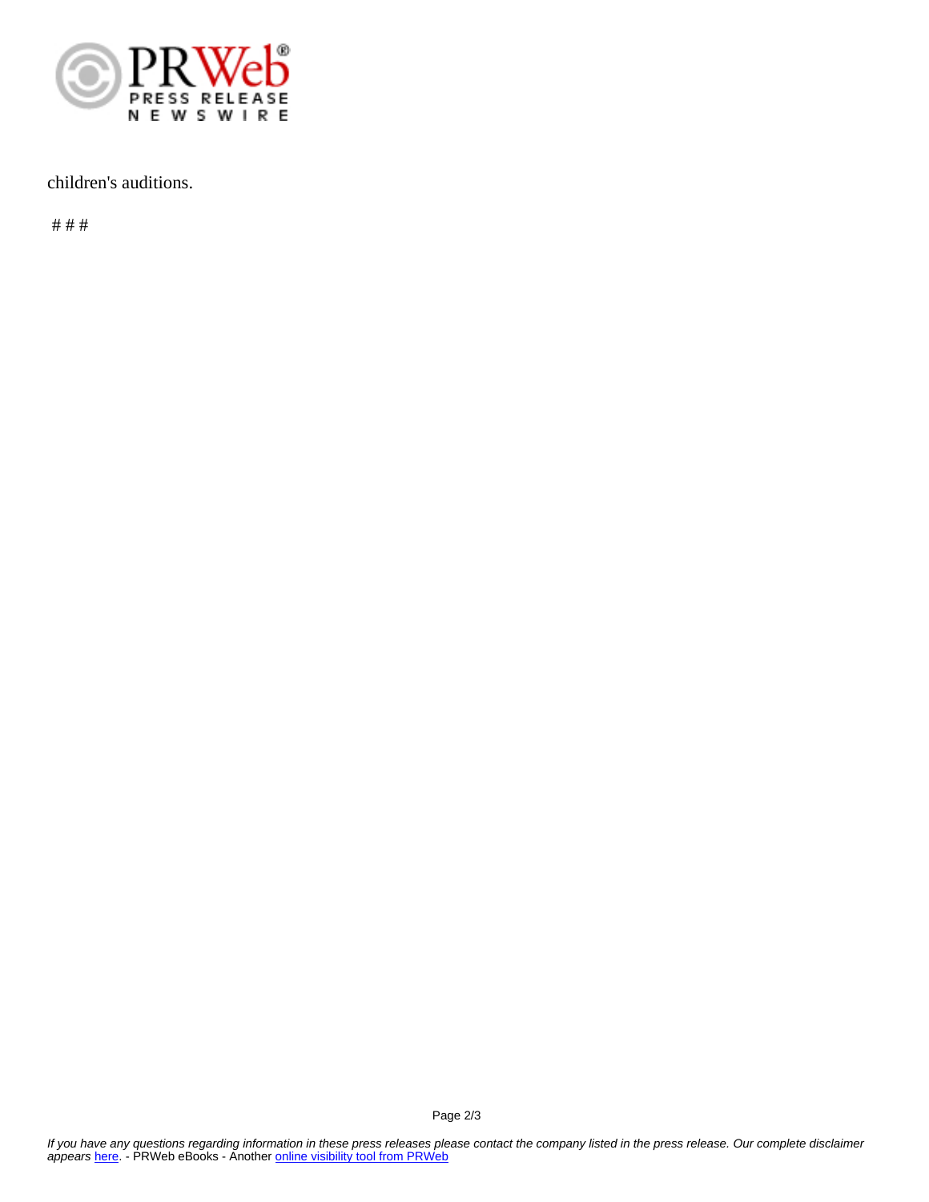children's auditions.

# # #

children's auditions.

# # #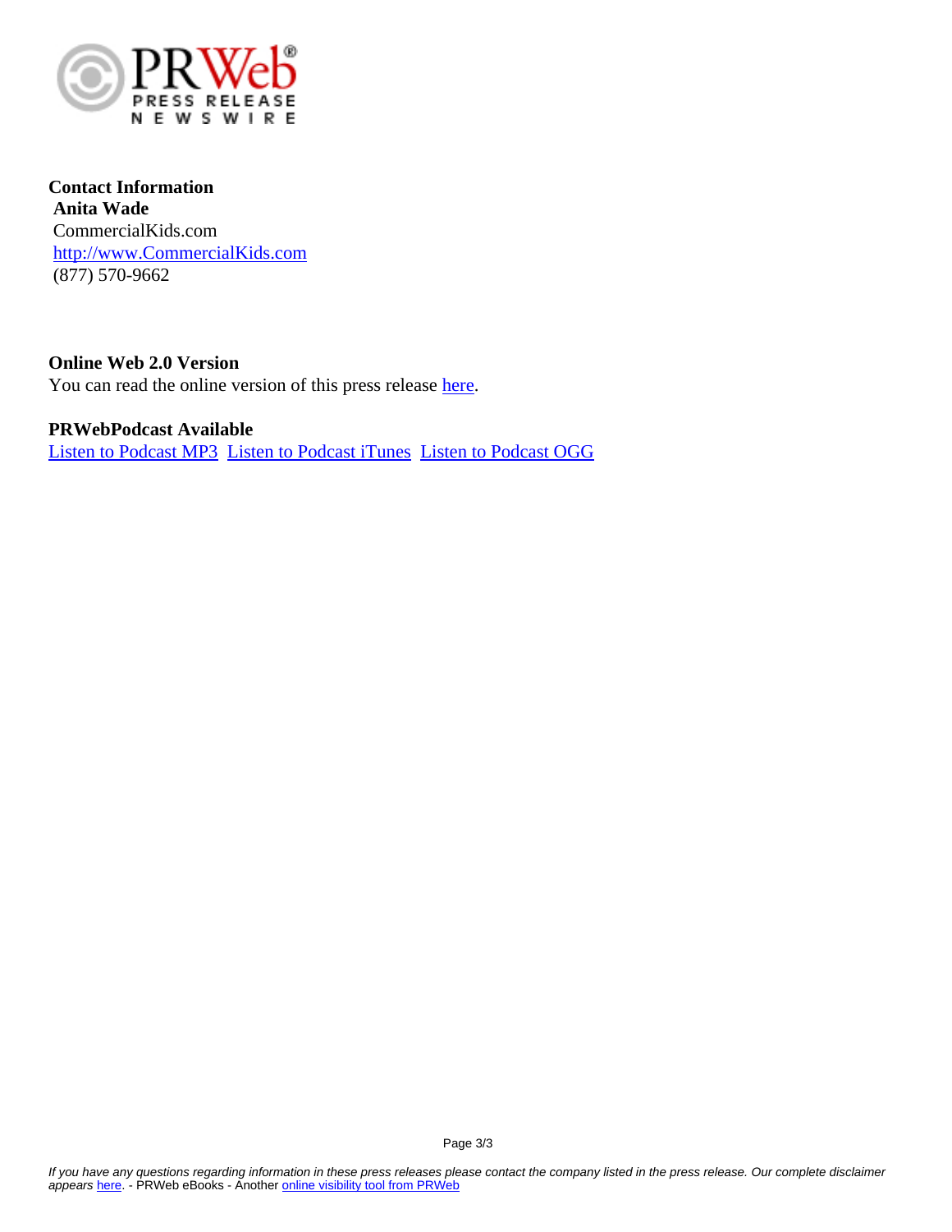**Contact Information**
**Anita Wade**
CommercialKids.com
http://www.CommercialKids.com
(877) 570-9662

**Online Web 2.0 Version**
You can read the online version of this press release here.

**PRWebPodcast Available**
Listen to Podcast MP3 Listen to Podcast iTunes Listen to Podcast OGG

*If you have any questions regarding information in these press releases please contact the company listed in the press release. Our complete disclaimer appears here. - PRWeb eBooks - Another online visibility tool from PRWeb*